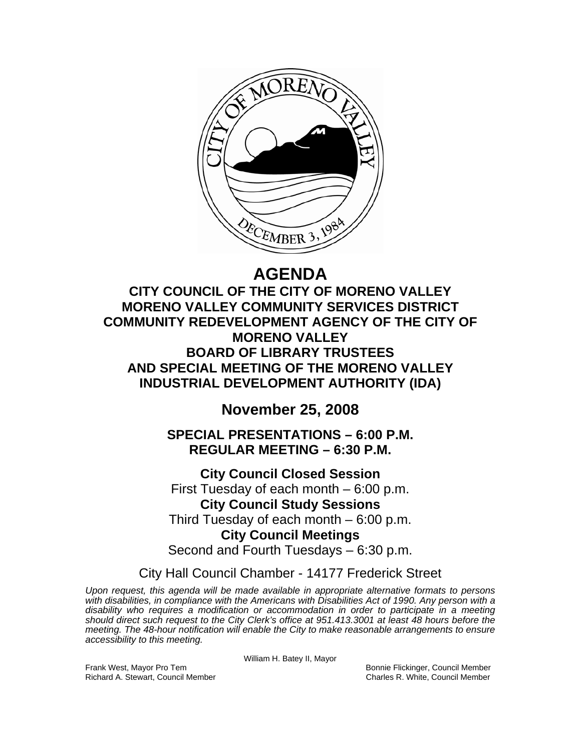# AGENDA

## CITY COUNCIL OF THE CITY OF MORENO VALLEY
## MORENO VALLEY COMMUNITY SERVICES DISTRICT
## COMMUNITY REDEVELOPMENT AGENCY OF THE CITY OF MORENO VALLEY
## BOARD OF LIBRARY TRUSTEES
## AND SPECIAL MEETING OF THE MORENO VALLEY INDUSTRIAL DEVELOPMENT AUTHORITY (IDA)

## November 25, 2008

### SPECIAL PRESENTATIONS – 6:00 P.M.
### REGULAR MEETING – 6:30 P.M.

**City Council Closed Session**
First Tuesday of each month – 6:00 p.m.

**City Council Study Sessions**
Third Tuesday of each month – 6:00 p.m.

**City Council Meetings**
Second and Fourth Tuesdays – 6:30 p.m.

City Hall Council Chamber - 14177 Frederick Street

*Upon request, this agenda will be made available in appropriate alternative formats to persons with disabilities, in compliance with the Americans with Disabilities Act of 1990. Any person with a disability who requires a modification or accommodation in order to participate in a meeting should direct such request to the City Clerk's office at 951.413.3001 at least 48 hours before the meeting. The 48-hour notification will enable the City to make reasonable arrangements to ensure accessibility to this meeting.*

William H. Batey II, Mayor

Frank West, Mayor Pro Tem
Richard A. Stewart, Council Member
Bonnie Flickinger, Council Member
Charles R. White, Council Member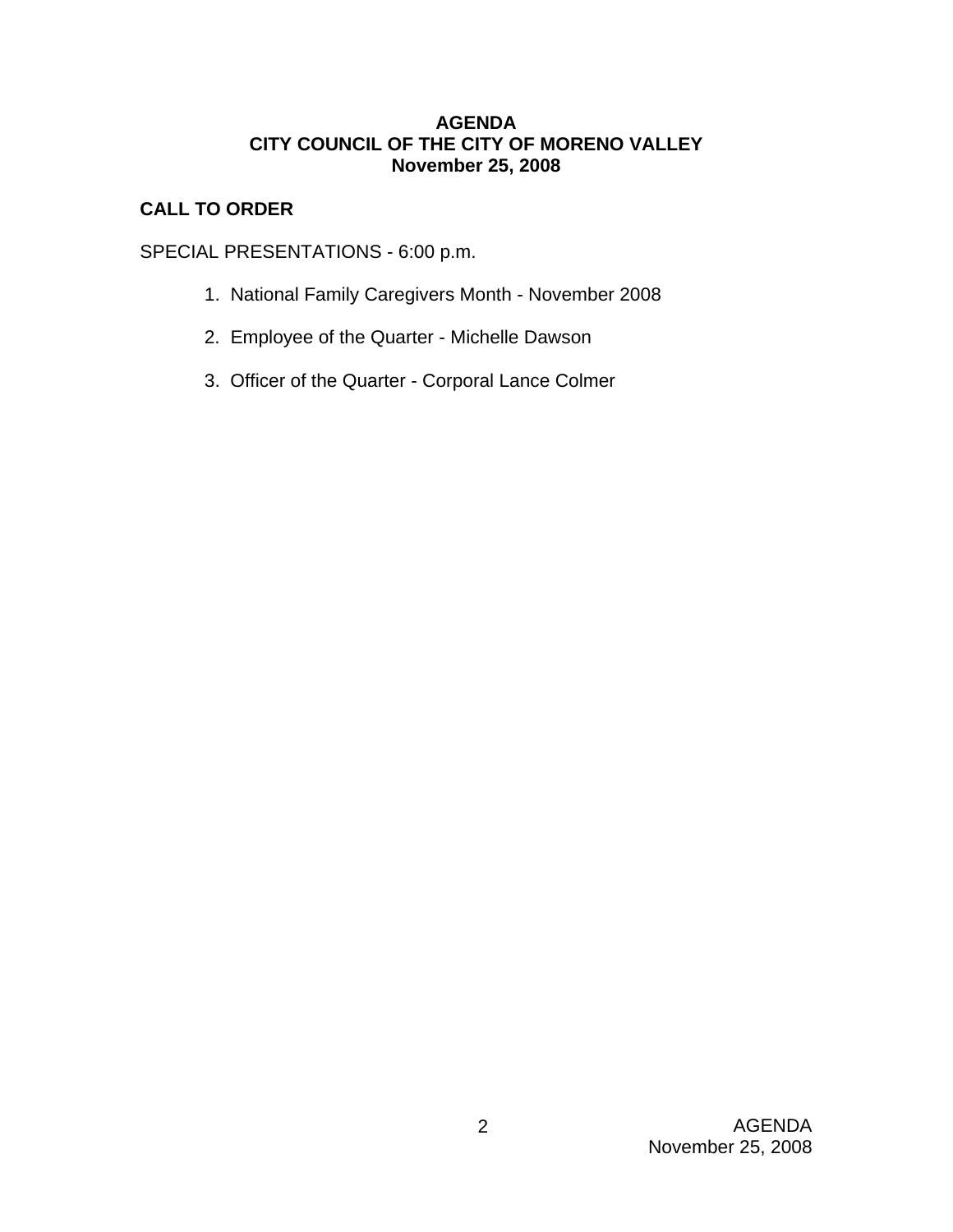**AGENDA**
**CITY COUNCIL OF THE CITY OF MORENO VALLEY**
**November 25, 2008**

**CALL TO ORDER**

SPECIAL PRESENTATIONS - 6:00 p.m.

1. National Family Caregivers Month - November 2008
2. Employee of the Quarter - Michelle Dawson
3. Officer of the Quarter - Corporal Lance Colmer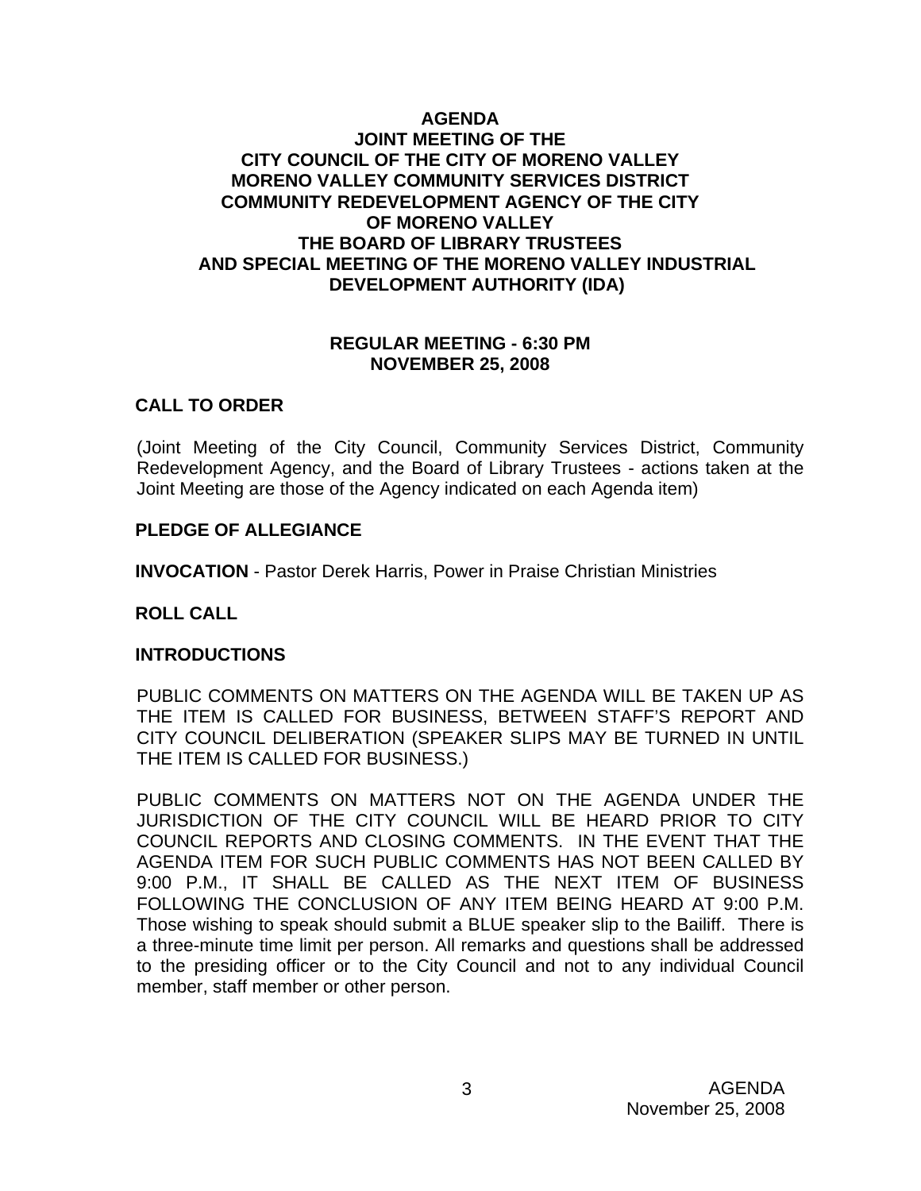# AGENDA
# JOINT MEETING OF THE
# CITY COUNCIL OF THE CITY OF MORENO VALLEY
# MORENO VALLEY COMMUNITY SERVICES DISTRICT
# COMMUNITY REDEVELOPMENT AGENCY OF THE CITY OF MORENO VALLEY
# THE BOARD OF LIBRARY TRUSTEES
# AND SPECIAL MEETING OF THE MORENO VALLEY INDUSTRIAL DEVELOPMENT AUTHORITY (IDA)

**REGULAR MEETING - 6:30 PM**
**NOVEMBER 25, 2008**

## CALL TO ORDER

(Joint Meeting of the City Council, Community Services District, Community Redevelopment Agency, and the Board of Library Trustees - actions taken at the Joint Meeting are those of the Agency indicated on each Agenda item)

## PLEDGE OF ALLEGIANCE

**INVOCATION** - Pastor Derek Harris, Power in Praise Christian Ministries

## ROLL CALL

## INTRODUCTIONS

PUBLIC COMMENTS ON MATTERS ON THE AGENDA WILL BE TAKEN UP AS THE ITEM IS CALLED FOR BUSINESS, BETWEEN STAFF'S REPORT AND CITY COUNCIL DELIBERATION (SPEAKER SLIPS MAY BE TURNED IN UNTIL THE ITEM IS CALLED FOR BUSINESS.)

PUBLIC COMMENTS ON MATTERS NOT ON THE AGENDA UNDER THE JURISDICTION OF THE CITY COUNCIL WILL BE HEARD PRIOR TO CITY COUNCIL REPORTS AND CLOSING COMMENTS. IN THE EVENT THAT THE AGENDA ITEM FOR SUCH PUBLIC COMMENTS HAS NOT BEEN CALLED BY 9:00 P.M., IT SHALL BE CALLED AS THE NEXT ITEM OF BUSINESS FOLLOWING THE CONCLUSION OF ANY ITEM BEING HEARD AT 9:00 P.M. Those wishing to speak should submit a BLUE speaker slip to the Bailiff. There is a three-minute time limit per person. All remarks and questions shall be addressed to the presiding officer or to the City Council and not to any individual Council member, staff member or other person.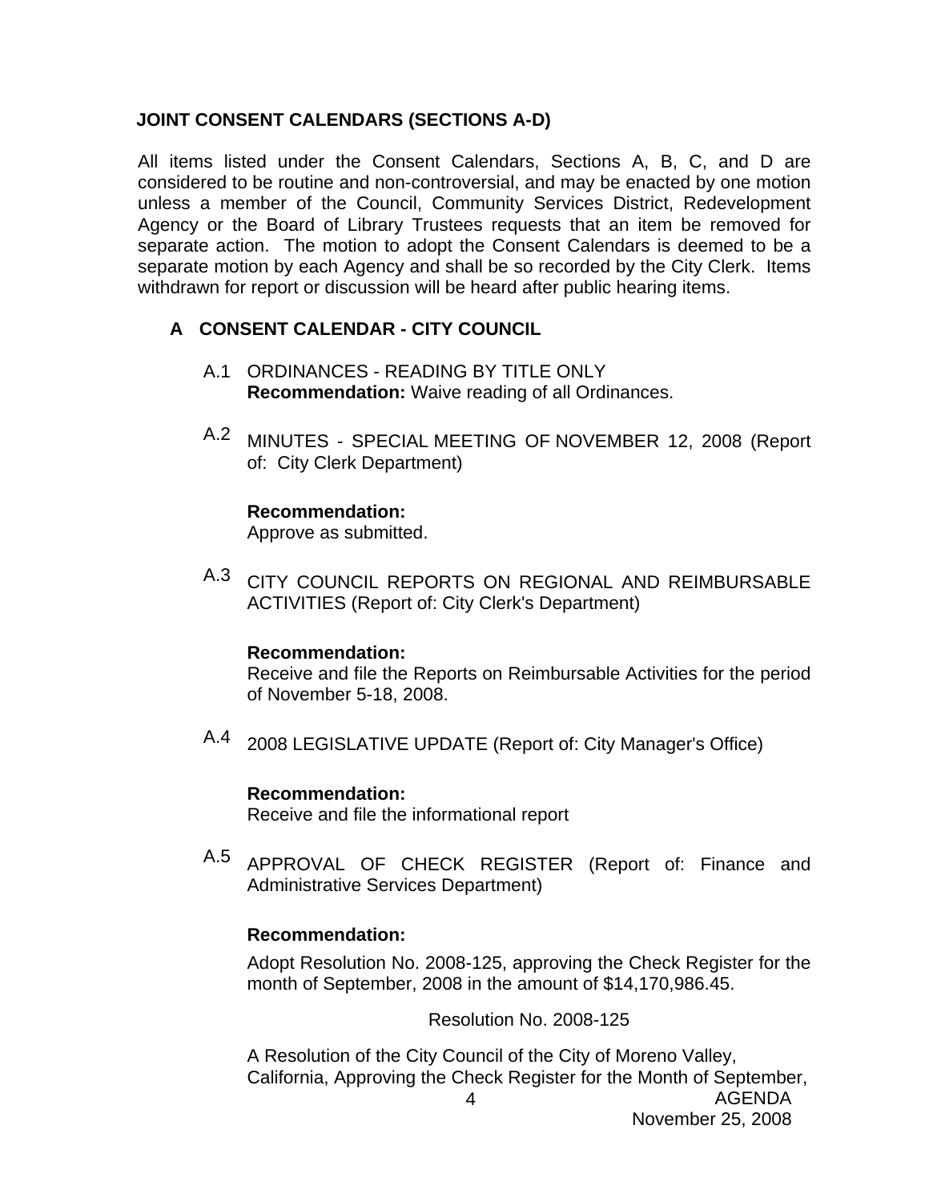## JOINT CONSENT CALENDARS (SECTIONS A-D)

All items listed under the Consent Calendars, Sections A, B, C, and D are considered to be routine and non-controversial, and may be enacted by one motion unless a member of the Council, Community Services District, Redevelopment Agency or the Board of Library Trustees requests that an item be removed for separate action. The motion to adopt the Consent Calendars is deemed to be a separate motion by each Agency and shall be so recorded by the City Clerk. Items withdrawn for report or discussion will be heard after public hearing items.

### A CONSENT CALENDAR - CITY COUNCIL

A.1 ORDINANCES - READING BY TITLE ONLY
**Recommendation:** Waive reading of all Ordinances.

A.2 MINUTES - SPECIAL MEETING OF NOVEMBER 12, 2008 (Report of: City Clerk Department)

**Recommendation:**
Approve as submitted.

A.3 CITY COUNCIL REPORTS ON REGIONAL AND REIMBURSABLE ACTIVITIES (Report of: City Clerk's Department)

**Recommendation:**
Receive and file the Reports on Reimbursable Activities for the period of November 5-18, 2008.

A.4 2008 LEGISLATIVE UPDATE (Report of: City Manager's Office)

**Recommendation:**
Receive and file the informational report

A.5 APPROVAL OF CHECK REGISTER (Report of: Finance and Administrative Services Department)

**Recommendation:**

Adopt Resolution No. 2008-125, approving the Check Register for the month of September, 2008 in the amount of $14,170,986.45.

Resolution No. 2008-125

A Resolution of the City Council of the City of Moreno Valley, California, Approving the Check Register for the Month of September,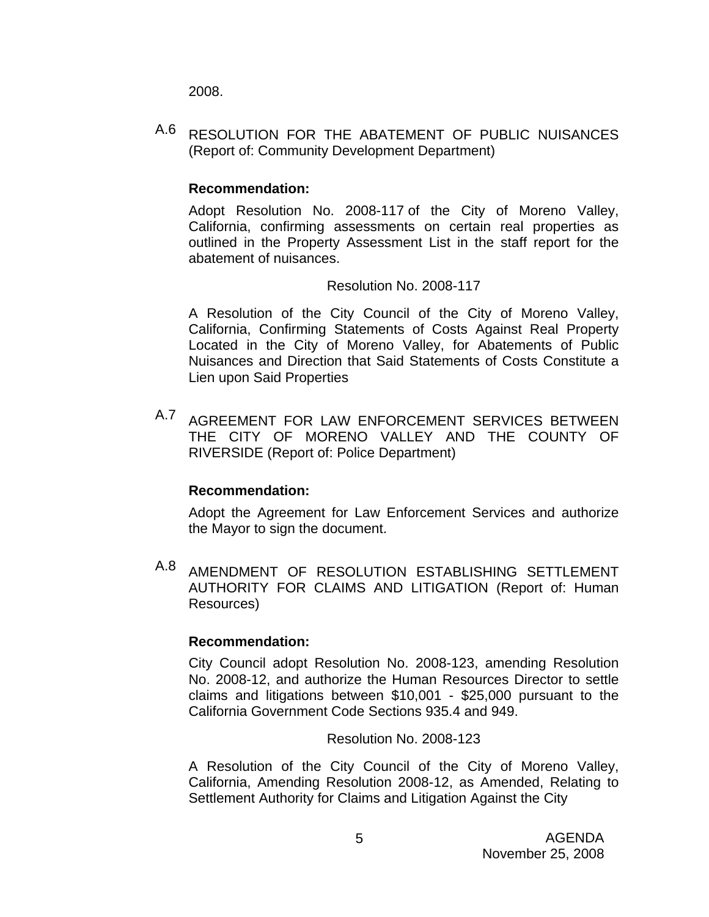2008.

A.6 RESOLUTION FOR THE ABATEMENT OF PUBLIC NUISANCES (Report of: Community Development Department)

**Recommendation:**

Adopt Resolution No. 2008-117 of the City of Moreno Valley, California, confirming assessments on certain real properties as outlined in the Property Assessment List in the staff report for the abatement of nuisances.

Resolution No. 2008-117

A Resolution of the City Council of the City of Moreno Valley, California, Confirming Statements of Costs Against Real Property Located in the City of Moreno Valley, for Abatements of Public Nuisances and Direction that Said Statements of Costs Constitute a Lien upon Said Properties

A.7 AGREEMENT FOR LAW ENFORCEMENT SERVICES BETWEEN THE CITY OF MORENO VALLEY AND THE COUNTY OF RIVERSIDE (Report of: Police Department)

**Recommendation:**

Adopt the Agreement for Law Enforcement Services and authorize the Mayor to sign the document.

A.8 AMENDMENT OF RESOLUTION ESTABLISHING SETTLEMENT AUTHORITY FOR CLAIMS AND LITIGATION (Report of: Human Resources)

**Recommendation:**

City Council adopt Resolution No. 2008-123, amending Resolution No. 2008-12, and authorize the Human Resources Director to settle claims and litigations between $10,001 - $25,000 pursuant to the California Government Code Sections 935.4 and 949.

Resolution No. 2008-123

A Resolution of the City Council of the City of Moreno Valley, California, Amending Resolution 2008-12, as Amended, Relating to Settlement Authority for Claims and Litigation Against the City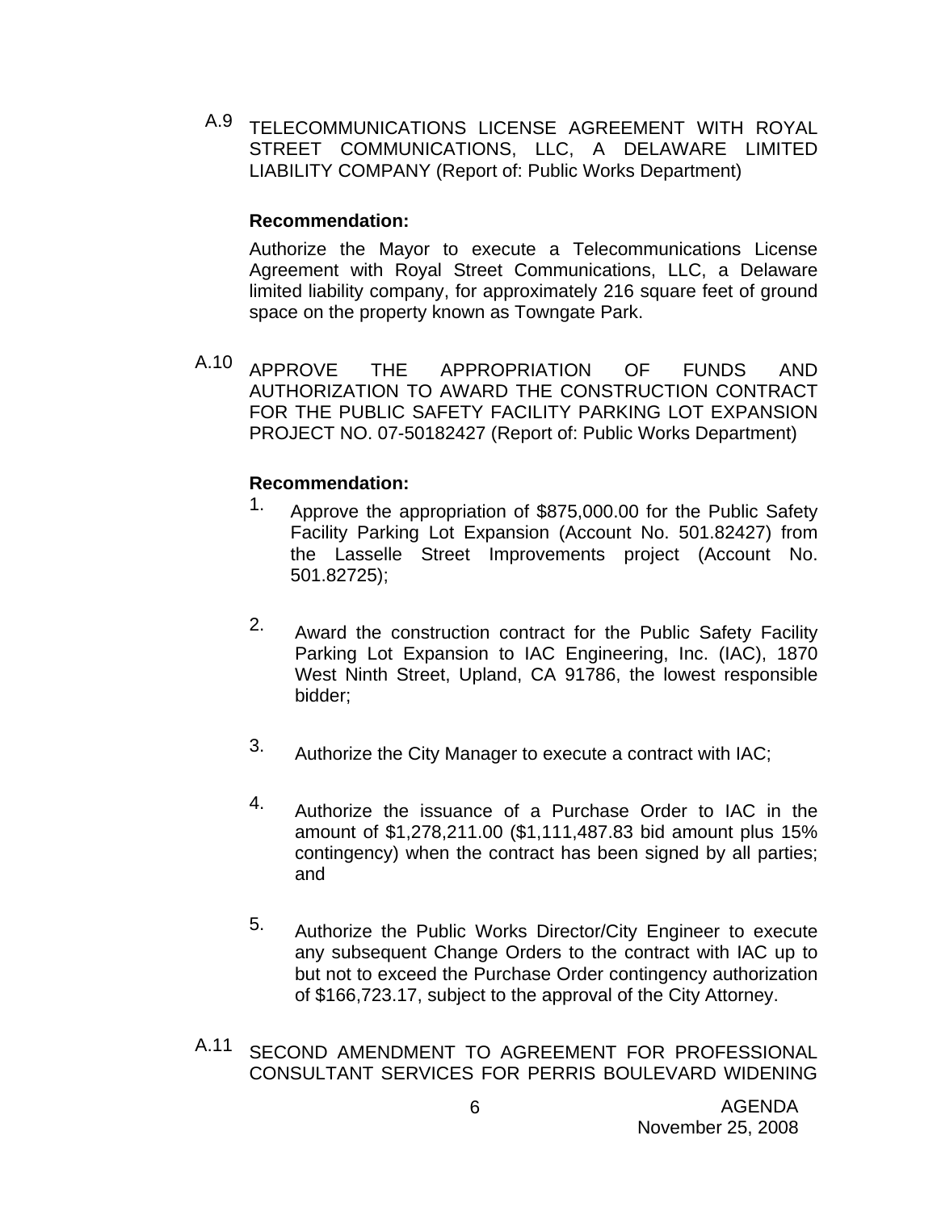A.9 TELECOMMUNICATIONS LICENSE AGREEMENT WITH ROYAL STREET COMMUNICATIONS, LLC, A DELAWARE LIMITED LIABILITY COMPANY (Report of: Public Works Department)

**Recommendation:**

Authorize the Mayor to execute a Telecommunications License Agreement with Royal Street Communications, LLC, a Delaware limited liability company, for approximately 216 square feet of ground space on the property known as Towngate Park.

A.10 APPROVE THE APPROPRIATION OF FUNDS AND AUTHORIZATION TO AWARD THE CONSTRUCTION CONTRACT FOR THE PUBLIC SAFETY FACILITY PARKING LOT EXPANSION PROJECT NO. 07-50182427 (Report of: Public Works Department)

**Recommendation:**

1. Approve the appropriation of $875,000.00 for the Public Safety Facility Parking Lot Expansion (Account No. 501.82427) from the Lasselle Street Improvements project (Account No. 501.82725);

2. Award the construction contract for the Public Safety Facility Parking Lot Expansion to IAC Engineering, Inc. (IAC), 1870 West Ninth Street, Upland, CA 91786, the lowest responsible bidder;

3. Authorize the City Manager to execute a contract with IAC;

4. Authorize the issuance of a Purchase Order to IAC in the amount of $1,278,211.00 ($1,111,487.83 bid amount plus 15% contingency) when the contract has been signed by all parties; and

5. Authorize the Public Works Director/City Engineer to execute any subsequent Change Orders to the contract with IAC up to but not to exceed the Purchase Order contingency authorization of $166,723.17, subject to the approval of the City Attorney.

A.11 SECOND AMENDMENT TO AGREEMENT FOR PROFESSIONAL CONSULTANT SERVICES FOR PERRIS BOULEVARD WIDENING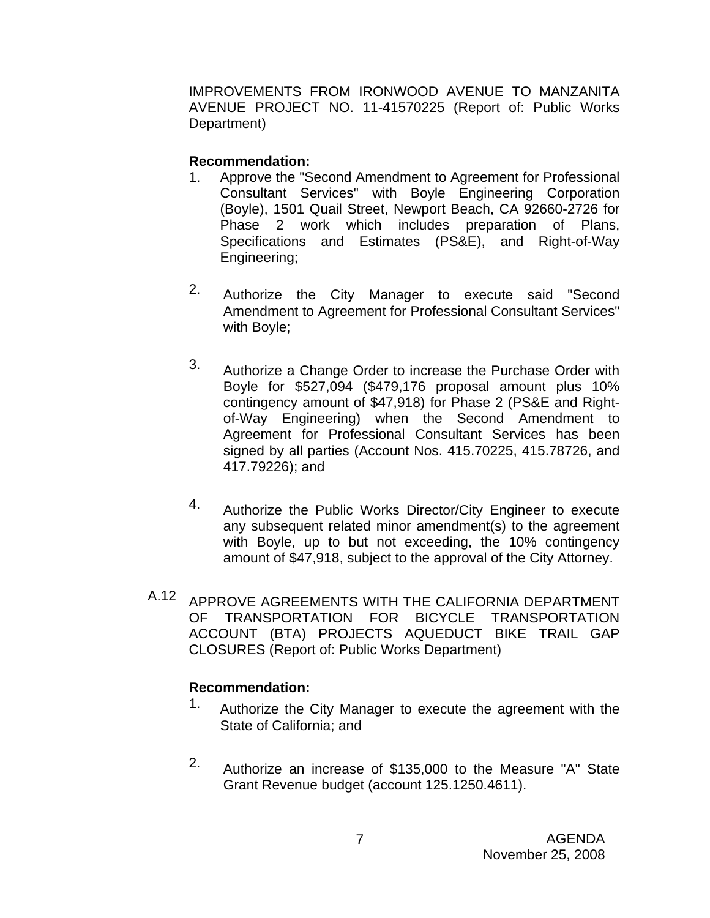IMPROVEMENTS FROM IRONWOOD AVENUE TO MANZANITA AVENUE PROJECT NO. 11-41570225 (Report of: Public Works Department)

**Recommendation:**

1. Approve the "Second Amendment to Agreement for Professional Consultant Services" with Boyle Engineering Corporation (Boyle), 1501 Quail Street, Newport Beach, CA 92660-2726 for Phase 2 work which includes preparation of Plans, Specifications and Estimates (PS&E), and Right-of-Way Engineering;

2. Authorize the City Manager to execute said "Second Amendment to Agreement for Professional Consultant Services" with Boyle;

3. Authorize a Change Order to increase the Purchase Order with Boyle for $527,094 ($479,176 proposal amount plus 10% contingency amount of $47,918) for Phase 2 (PS&E and Right-of-Way Engineering) when the Second Amendment to Agreement for Professional Consultant Services has been signed by all parties (Account Nos. 415.70225, 415.78726, and 417.79226); and

4. Authorize the Public Works Director/City Engineer to execute any subsequent related minor amendment(s) to the agreement with Boyle, up to but not exceeding, the 10% contingency amount of $47,918, subject to the approval of the City Attorney.

A.12 APPROVE AGREEMENTS WITH THE CALIFORNIA DEPARTMENT OF TRANSPORTATION FOR BICYCLE TRANSPORTATION ACCOUNT (BTA) PROJECTS AQUEDUCT BIKE TRAIL GAP CLOSURES (Report of: Public Works Department)

**Recommendation:**

1. Authorize the City Manager to execute the agreement with the State of California; and

2. Authorize an increase of $135,000 to the Measure "A" State Grant Revenue budget (account 125.1250.4611).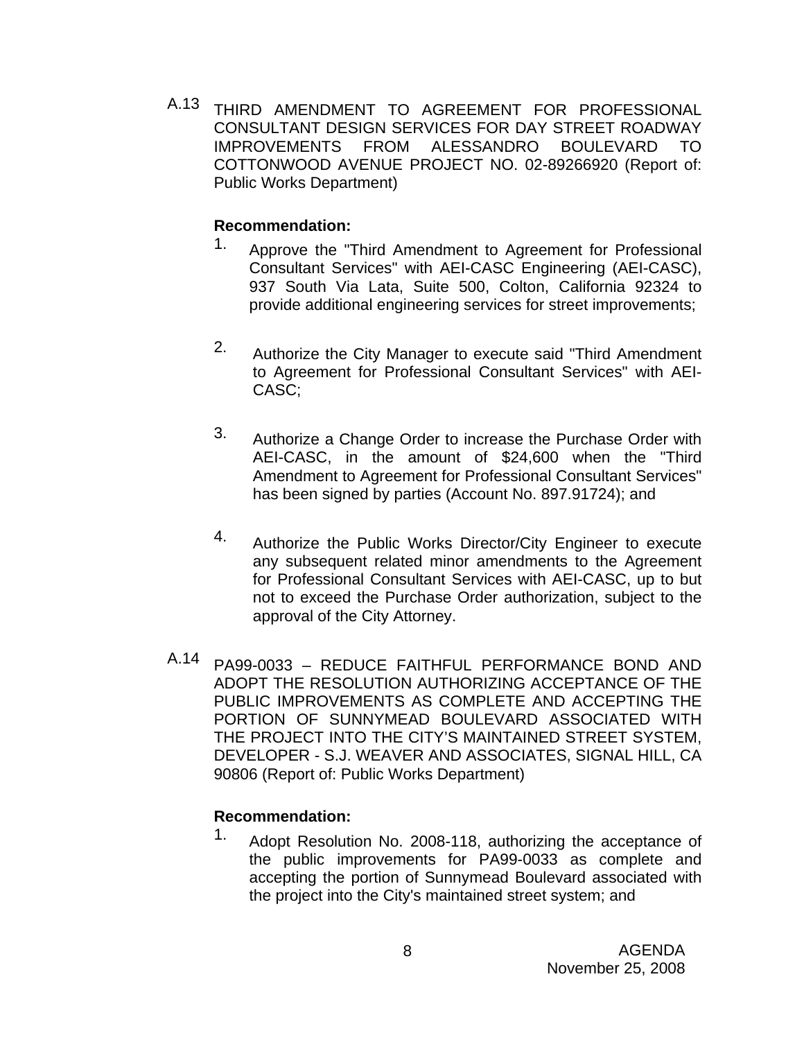A.13 THIRD AMENDMENT TO AGREEMENT FOR PROFESSIONAL CONSULTANT DESIGN SERVICES FOR DAY STREET ROADWAY IMPROVEMENTS FROM ALESSANDRO BOULEVARD TO COTTONWOOD AVENUE PROJECT NO. 02-89266920 (Report of: Public Works Department)

**Recommendation:**

1. Approve the "Third Amendment to Agreement for Professional Consultant Services" with AEI-CASC Engineering (AEI-CASC), 937 South Via Lata, Suite 500, Colton, California 92324 to provide additional engineering services for street improvements;

2. Authorize the City Manager to execute said "Third Amendment to Agreement for Professional Consultant Services" with AEI-CASC;

3. Authorize a Change Order to increase the Purchase Order with AEI-CASC, in the amount of $24,600 when the "Third Amendment to Agreement for Professional Consultant Services" has been signed by parties (Account No. 897.91724); and

4. Authorize the Public Works Director/City Engineer to execute any subsequent related minor amendments to the Agreement for Professional Consultant Services with AEI-CASC, up to but not to exceed the Purchase Order authorization, subject to the approval of the City Attorney.

A.14 PA99-0033 – REDUCE FAITHFUL PERFORMANCE BOND AND ADOPT THE RESOLUTION AUTHORIZING ACCEPTANCE OF THE PUBLIC IMPROVEMENTS AS COMPLETE AND ACCEPTING THE PORTION OF SUNNYMEAD BOULEVARD ASSOCIATED WITH THE PROJECT INTO THE CITY'S MAINTAINED STREET SYSTEM, DEVELOPER - S.J. WEAVER AND ASSOCIATES, SIGNAL HILL, CA 90806 (Report of: Public Works Department)

**Recommendation:**

1. Adopt Resolution No. 2008-118, authorizing the acceptance of the public improvements for PA99-0033 as complete and accepting the portion of Sunnymead Boulevard associated with the project into the City's maintained street system; and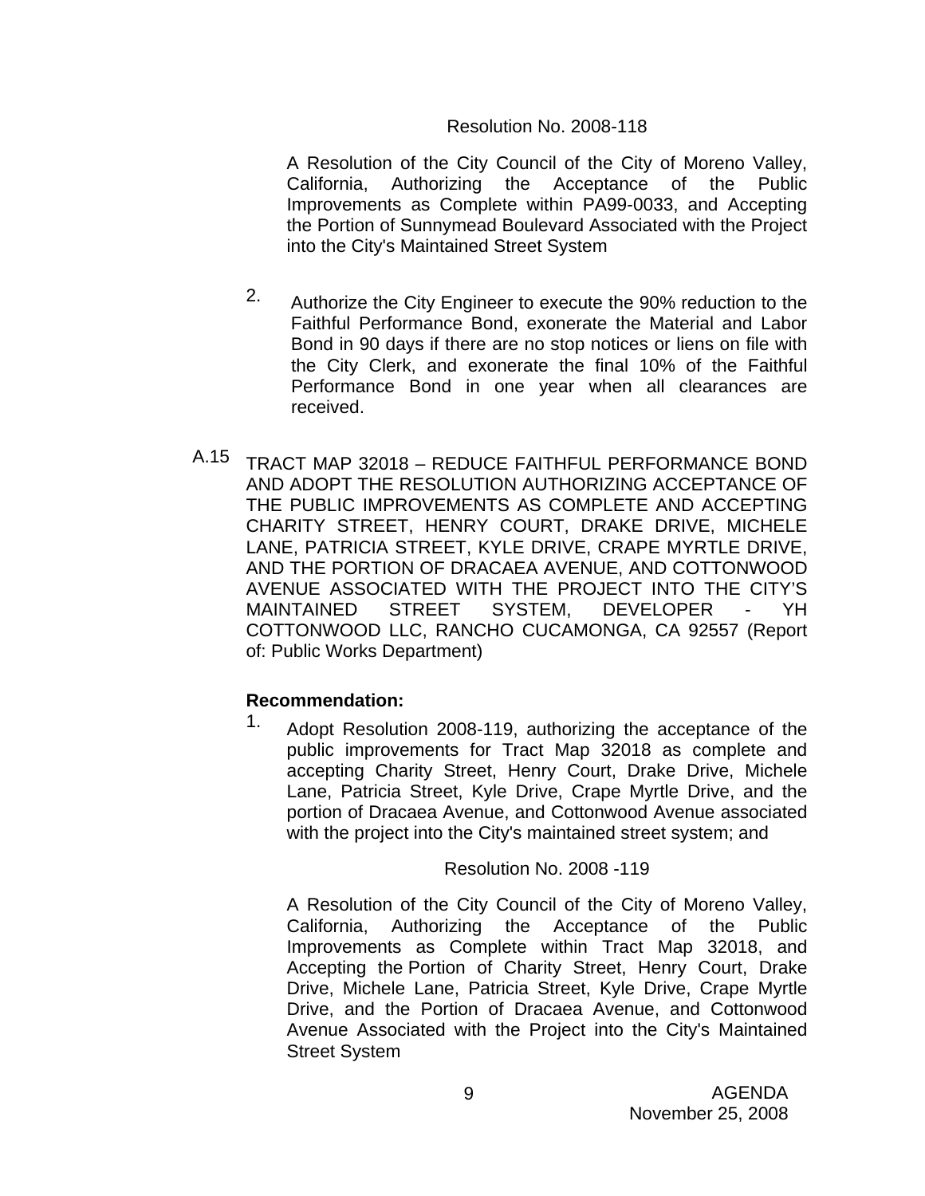Resolution No. 2008-118

A Resolution of the City Council of the City of Moreno Valley, California, Authorizing the Acceptance of the Public Improvements as Complete within PA99-0033, and Accepting the Portion of Sunnymead Boulevard Associated with the Project into the City's Maintained Street System

2. Authorize the City Engineer to execute the 90% reduction to the Faithful Performance Bond, exonerate the Material and Labor Bond in 90 days if there are no stop notices or liens on file with the City Clerk, and exonerate the final 10% of the Faithful Performance Bond in one year when all clearances are received.

A.15 TRACT MAP 32018 – REDUCE FAITHFUL PERFORMANCE BOND AND ADOPT THE RESOLUTION AUTHORIZING ACCEPTANCE OF THE PUBLIC IMPROVEMENTS AS COMPLETE AND ACCEPTING CHARITY STREET, HENRY COURT, DRAKE DRIVE, MICHELE LANE, PATRICIA STREET, KYLE DRIVE, CRAPE MYRTLE DRIVE, AND THE PORTION OF DRACAEA AVENUE, AND COTTONWOOD AVENUE ASSOCIATED WITH THE PROJECT INTO THE CITY'S MAINTAINED STREET SYSTEM, DEVELOPER - YH COTTONWOOD LLC, RANCHO CUCAMONGA, CA 92557 (Report of: Public Works Department)

**Recommendation:**

1. Adopt Resolution 2008-119, authorizing the acceptance of the public improvements for Tract Map 32018 as complete and accepting Charity Street, Henry Court, Drake Drive, Michele Lane, Patricia Street, Kyle Drive, Crape Myrtle Drive, and the portion of Dracaea Avenue, and Cottonwood Avenue associated with the project into the City's maintained street system; and

Resolution No. 2008 -119

A Resolution of the City Council of the City of Moreno Valley, California, Authorizing the Acceptance of the Public Improvements as Complete within Tract Map 32018, and Accepting the Portion of Charity Street, Henry Court, Drake Drive, Michele Lane, Patricia Street, Kyle Drive, Crape Myrtle Drive, and the Portion of Dracaea Avenue, and Cottonwood Avenue Associated with the Project into the City's Maintained Street System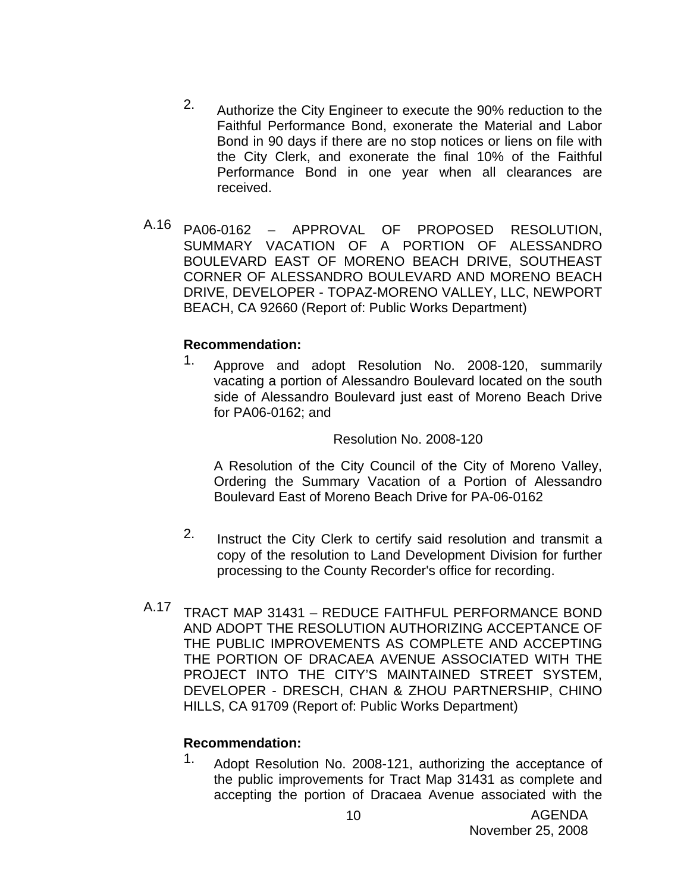2. Authorize the City Engineer to execute the 90% reduction to the Faithful Performance Bond, exonerate the Material and Labor Bond in 90 days if there are no stop notices or liens on file with the City Clerk, and exonerate the final 10% of the Faithful Performance Bond in one year when all clearances are received.

A.16 PA06-0162 – APPROVAL OF PROPOSED RESOLUTION, SUMMARY VACATION OF A PORTION OF ALESSANDRO BOULEVARD EAST OF MORENO BEACH DRIVE, SOUTHEAST CORNER OF ALESSANDRO BOULEVARD AND MORENO BEACH DRIVE, DEVELOPER - TOPAZ-MORENO VALLEY, LLC, NEWPORT BEACH, CA 92660 (Report of: Public Works Department)

**Recommendation:**

1. Approve and adopt Resolution No. 2008-120, summarily vacating a portion of Alessandro Boulevard located on the south side of Alessandro Boulevard just east of Moreno Beach Drive for PA06-0162; and

   Resolution No. 2008-120

   A Resolution of the City Council of the City of Moreno Valley, Ordering the Summary Vacation of a Portion of Alessandro Boulevard East of Moreno Beach Drive for PA-06-0162

2. Instruct the City Clerk to certify said resolution and transmit a copy of the resolution to Land Development Division for further processing to the County Recorder's office for recording.

A.17 TRACT MAP 31431 – REDUCE FAITHFUL PERFORMANCE BOND AND ADOPT THE RESOLUTION AUTHORIZING ACCEPTANCE OF THE PUBLIC IMPROVEMENTS AS COMPLETE AND ACCEPTING THE PORTION OF DRACAEA AVENUE ASSOCIATED WITH THE PROJECT INTO THE CITY'S MAINTAINED STREET SYSTEM, DEVELOPER - DRESCH, CHAN & ZHOU PARTNERSHIP, CHINO HILLS, CA 91709 (Report of: Public Works Department)

**Recommendation:**

1. Adopt Resolution No. 2008-121, authorizing the acceptance of the public improvements for Tract Map 31431 as complete and accepting the portion of Dracaea Avenue associated with the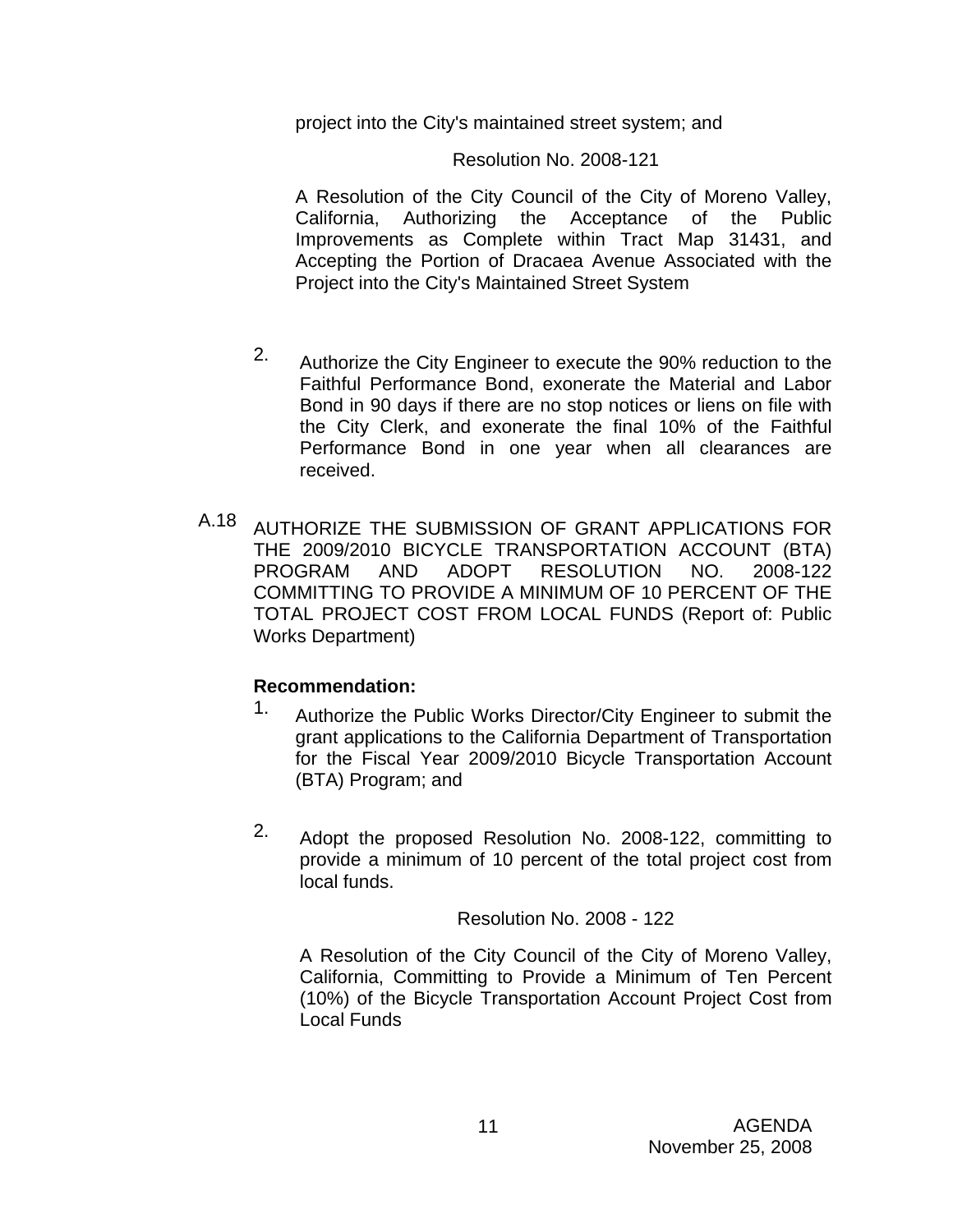project into the City's maintained street system; and

Resolution No. 2008-121

A Resolution of the City Council of the City of Moreno Valley, California, Authorizing the Acceptance of the Public Improvements as Complete within Tract Map 31431, and Accepting the Portion of Dracaea Avenue Associated with the Project into the City's Maintained Street System

2. Authorize the City Engineer to execute the 90% reduction to the Faithful Performance Bond, exonerate the Material and Labor Bond in 90 days if there are no stop notices or liens on file with the City Clerk, and exonerate the final 10% of the Faithful Performance Bond in one year when all clearances are received.

A.18 AUTHORIZE THE SUBMISSION OF GRANT APPLICATIONS FOR THE 2009/2010 BICYCLE TRANSPORTATION ACCOUNT (BTA) PROGRAM AND ADOPT RESOLUTION NO. 2008-122 COMMITTING TO PROVIDE A MINIMUM OF 10 PERCENT OF THE TOTAL PROJECT COST FROM LOCAL FUNDS (Report of: Public Works Department)

**Recommendation:**

1. Authorize the Public Works Director/City Engineer to submit the grant applications to the California Department of Transportation for the Fiscal Year 2009/2010 Bicycle Transportation Account (BTA) Program; and

2. Adopt the proposed Resolution No. 2008-122, committing to provide a minimum of 10 percent of the total project cost from local funds.

Resolution No. 2008 - 122

A Resolution of the City Council of the City of Moreno Valley, California, Committing to Provide a Minimum of Ten Percent (10%) of the Bicycle Transportation Account Project Cost from Local Funds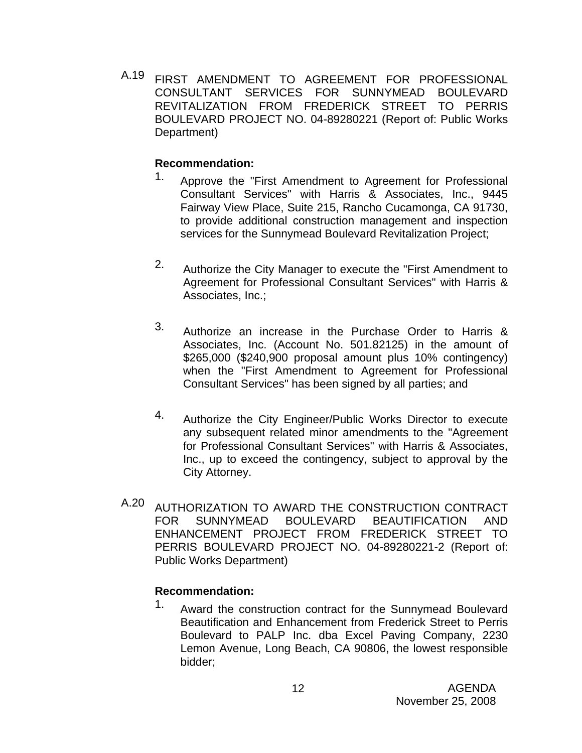A.19 FIRST AMENDMENT TO AGREEMENT FOR PROFESSIONAL CONSULTANT SERVICES FOR SUNNYMEAD BOULEVARD REVITALIZATION FROM FREDERICK STREET TO PERRIS BOULEVARD PROJECT NO. 04-89280221 (Report of: Public Works Department)

**Recommendation:**

1. Approve the "First Amendment to Agreement for Professional Consultant Services" with Harris & Associates, Inc., 9445 Fairway View Place, Suite 215, Rancho Cucamonga, CA 91730, to provide additional construction management and inspection services for the Sunnymead Boulevard Revitalization Project;

2. Authorize the City Manager to execute the "First Amendment to Agreement for Professional Consultant Services" with Harris & Associates, Inc.;

3. Authorize an increase in the Purchase Order to Harris & Associates, Inc. (Account No. 501.82125) in the amount of $265,000 ($240,900 proposal amount plus 10% contingency) when the "First Amendment to Agreement for Professional Consultant Services" has been signed by all parties; and

4. Authorize the City Engineer/Public Works Director to execute any subsequent related minor amendments to the "Agreement for Professional Consultant Services" with Harris & Associates, Inc., up to exceed the contingency, subject to approval by the City Attorney.

A.20 AUTHORIZATION TO AWARD THE CONSTRUCTION CONTRACT FOR SUNNYMEAD BOULEVARD BEAUTIFICATION AND ENHANCEMENT PROJECT FROM FREDERICK STREET TO PERRIS BOULEVARD PROJECT NO. 04-89280221-2 (Report of: Public Works Department)

**Recommendation:**

1. Award the construction contract for the Sunnymead Boulevard Beautification and Enhancement from Frederick Street to Perris Boulevard to PALP Inc. dba Excel Paving Company, 2230 Lemon Avenue, Long Beach, CA 90806, the lowest responsible bidder;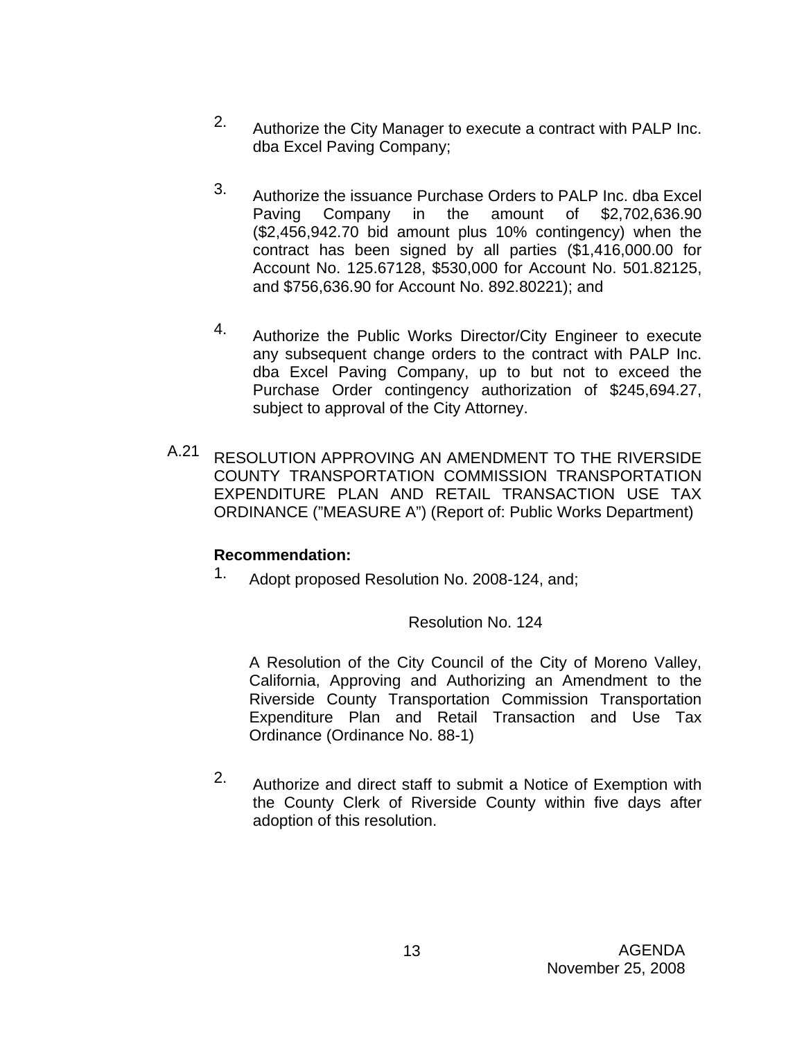2. Authorize the City Manager to execute a contract with PALP Inc. dba Excel Paving Company;

3. Authorize the issuance Purchase Orders to PALP Inc. dba Excel Paving Company in the amount of $2,702,636.90 ($2,456,942.70 bid amount plus 10% contingency) when the contract has been signed by all parties ($1,416,000.00 for Account No. 125.67128, $530,000 for Account No. 501.82125, and $756,636.90 for Account No. 892.80221); and

4. Authorize the Public Works Director/City Engineer to execute any subsequent change orders to the contract with PALP Inc. dba Excel Paving Company, up to but not to exceed the Purchase Order contingency authorization of $245,694.27, subject to approval of the City Attorney.

A.21 RESOLUTION APPROVING AN AMENDMENT TO THE RIVERSIDE COUNTY TRANSPORTATION COMMISSION TRANSPORTATION EXPENDITURE PLAN AND RETAIL TRANSACTION USE TAX ORDINANCE (”MEASURE A”) (Report of: Public Works Department)

**Recommendation:**

1. Adopt proposed Resolution No. 2008-124, and;

Resolution No. 124

A Resolution of the City Council of the City of Moreno Valley, California, Approving and Authorizing an Amendment to the Riverside County Transportation Commission Transportation Expenditure Plan and Retail Transaction and Use Tax Ordinance (Ordinance No. 88-1)

2. Authorize and direct staff to submit a Notice of Exemption with the County Clerk of Riverside County within five days after adoption of this resolution.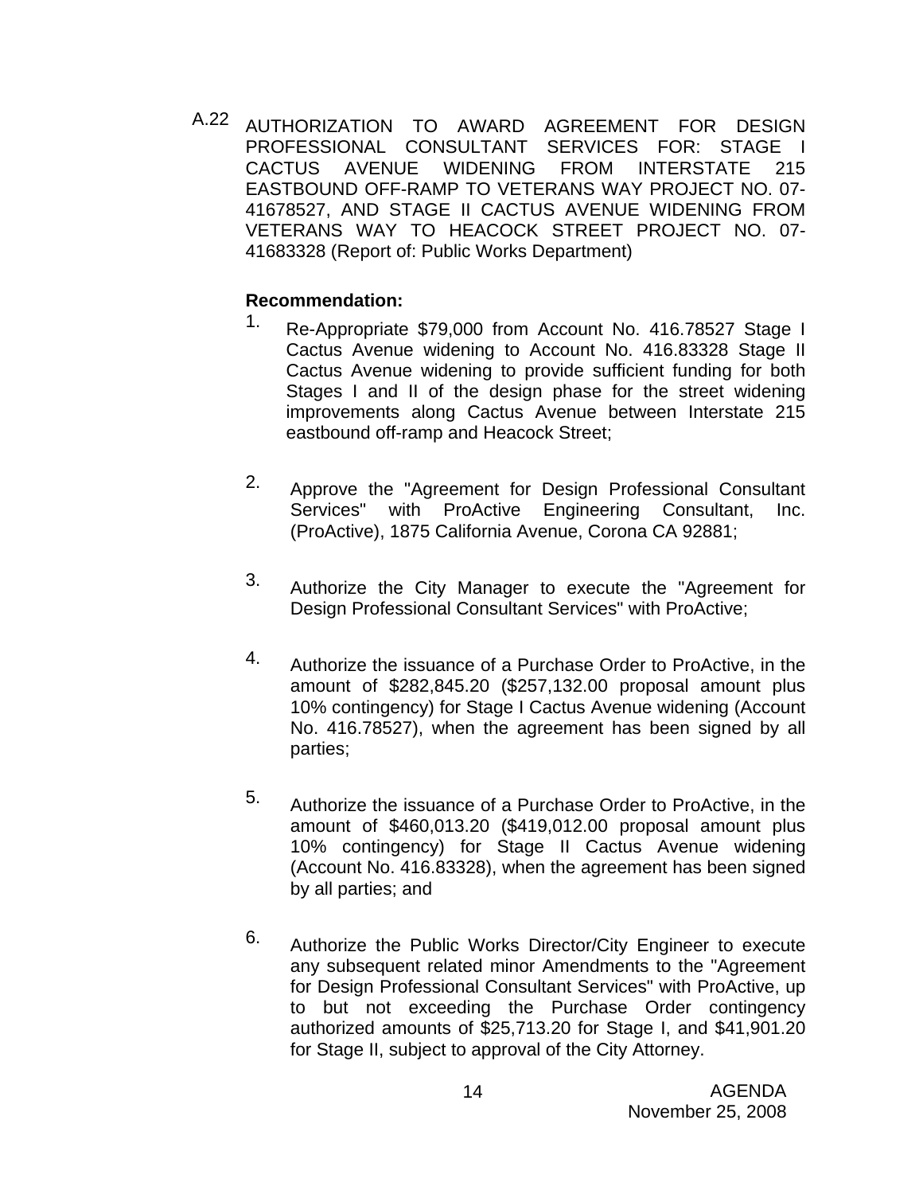A.22 AUTHORIZATION TO AWARD AGREEMENT FOR DESIGN PROFESSIONAL CONSULTANT SERVICES FOR: STAGE I CACTUS AVENUE WIDENING FROM INTERSTATE 215 EASTBOUND OFF-RAMP TO VETERANS WAY PROJECT NO. 07-41678527, AND STAGE II CACTUS AVENUE WIDENING FROM VETERANS WAY TO HEACOCK STREET PROJECT NO. 07-41683328 (Report of: Public Works Department)

**Recommendation:**

1. Re-Appropriate $79,000 from Account No. 416.78527 Stage I Cactus Avenue widening to Account No. 416.83328 Stage II Cactus Avenue widening to provide sufficient funding for both Stages I and II of the design phase for the street widening improvements along Cactus Avenue between Interstate 215 eastbound off-ramp and Heacock Street;

2. Approve the "Agreement for Design Professional Consultant Services" with ProActive Engineering Consultant, Inc. (ProActive), 1875 California Avenue, Corona CA 92881;

3. Authorize the City Manager to execute the "Agreement for Design Professional Consultant Services" with ProActive;

4. Authorize the issuance of a Purchase Order to ProActive, in the amount of $282,845.20 ($257,132.00 proposal amount plus 10% contingency) for Stage I Cactus Avenue widening (Account No. 416.78527), when the agreement has been signed by all parties;

5. Authorize the issuance of a Purchase Order to ProActive, in the amount of $460,013.20 ($419,012.00 proposal amount plus 10% contingency) for Stage II Cactus Avenue widening (Account No. 416.83328), when the agreement has been signed by all parties; and

6. Authorize the Public Works Director/City Engineer to execute any subsequent related minor Amendments to the "Agreement for Design Professional Consultant Services" with ProActive, up to but not exceeding the Purchase Order contingency authorized amounts of $25,713.20 for Stage I, and $41,901.20 for Stage II, subject to approval of the City Attorney.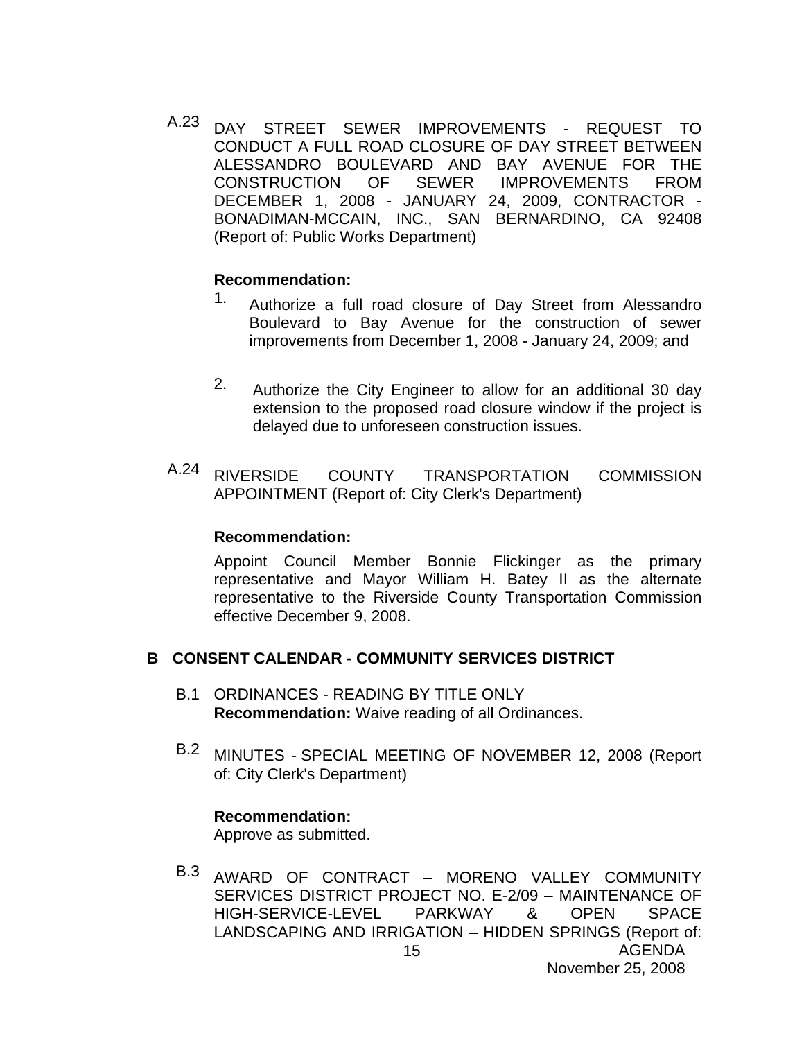A.23 DAY STREET SEWER IMPROVEMENTS - REQUEST TO CONDUCT A FULL ROAD CLOSURE OF DAY STREET BETWEEN ALESSANDRO BOULEVARD AND BAY AVENUE FOR THE CONSTRUCTION OF SEWER IMPROVEMENTS FROM DECEMBER 1, 2008 - JANUARY 24, 2009, CONTRACTOR - BONADIMAN-MCCAIN, INC., SAN BERNARDINO, CA 92408 (Report of: Public Works Department)

**Recommendation:**

1. Authorize a full road closure of Day Street from Alessandro Boulevard to Bay Avenue for the construction of sewer improvements from December 1, 2008 - January 24, 2009; and

2. Authorize the City Engineer to allow for an additional 30 day extension to the proposed road closure window if the project is delayed due to unforeseen construction issues.

A.24 RIVERSIDE COUNTY TRANSPORTATION COMMISSION APPOINTMENT (Report of: City Clerk's Department)

**Recommendation:**

Appoint Council Member Bonnie Flickinger as the primary representative and Mayor William H. Batey II as the alternate representative to the Riverside County Transportation Commission effective December 9, 2008.

## B CONSENT CALENDAR - COMMUNITY SERVICES DISTRICT

B.1 ORDINANCES - READING BY TITLE ONLY
**Recommendation:** Waive reading of all Ordinances.

B.2 MINUTES - SPECIAL MEETING OF NOVEMBER 12, 2008 (Report of: City Clerk's Department)

**Recommendation:**
Approve as submitted.

B.3 AWARD OF CONTRACT – MORENO VALLEY COMMUNITY SERVICES DISTRICT PROJECT NO. E-2/09 – MAINTENANCE OF HIGH-SERVICE-LEVEL PARKWAY & OPEN SPACE LANDSCAPING AND IRRIGATION – HIDDEN SPRINGS (Report of: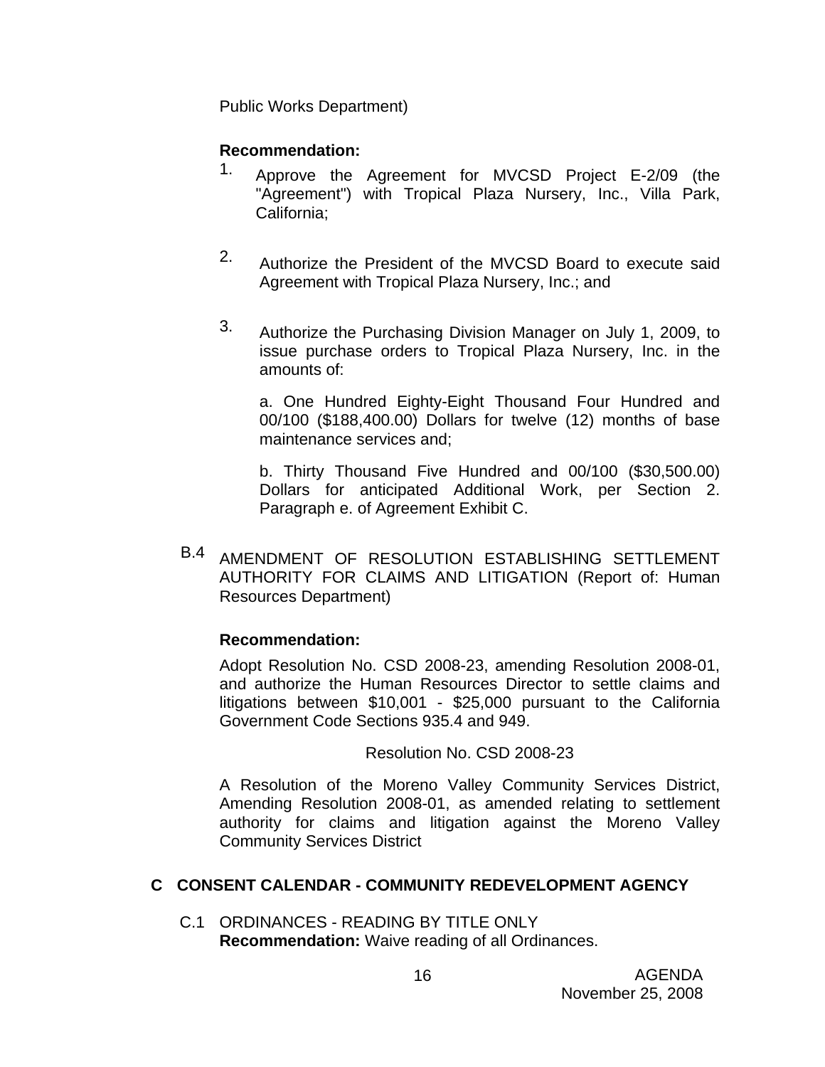Public Works Department)

**Recommendation:**

1. Approve the Agreement for MVCSD Project E-2/09 (the "Agreement") with Tropical Plaza Nursery, Inc., Villa Park, California;

2. Authorize the President of the MVCSD Board to execute said Agreement with Tropical Plaza Nursery, Inc.; and

3. Authorize the Purchasing Division Manager on July 1, 2009, to issue purchase orders to Tropical Plaza Nursery, Inc. in the amounts of:

   a. One Hundred Eighty-Eight Thousand Four Hundred and 00/100 ($188,400.00) Dollars for twelve (12) months of base maintenance services and;

   b. Thirty Thousand Five Hundred and 00/100 ($30,500.00) Dollars for anticipated Additional Work, per Section 2. Paragraph e. of Agreement Exhibit C.

B.4 AMENDMENT OF RESOLUTION ESTABLISHING SETTLEMENT AUTHORITY FOR CLAIMS AND LITIGATION (Report of: Human Resources Department)

**Recommendation:**

Adopt Resolution No. CSD 2008-23, amending Resolution 2008-01, and authorize the Human Resources Director to settle claims and litigations between $10,001 - $25,000 pursuant to the California Government Code Sections 935.4 and 949.

Resolution No. CSD 2008-23

A Resolution of the Moreno Valley Community Services District, Amending Resolution 2008-01, as amended relating to settlement authority for claims and litigation against the Moreno Valley Community Services District

## C CONSENT CALENDAR - COMMUNITY REDEVELOPMENT AGENCY

C.1 ORDINANCES - READING BY TITLE ONLY
**Recommendation:** Waive reading of all Ordinances.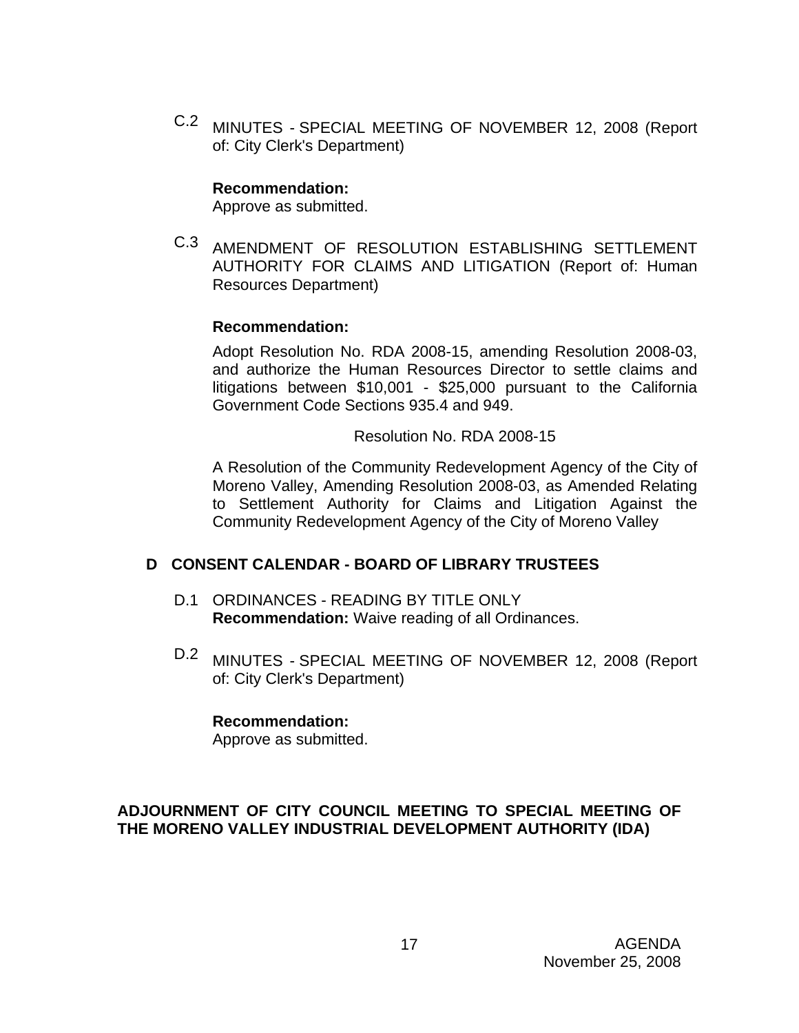C.2 MINUTES - SPECIAL MEETING OF NOVEMBER 12, 2008 (Report of: City Clerk's Department)

**Recommendation:**
Approve as submitted.

C.3 AMENDMENT OF RESOLUTION ESTABLISHING SETTLEMENT AUTHORITY FOR CLAIMS AND LITIGATION (Report of: Human Resources Department)

**Recommendation:**

Adopt Resolution No. RDA 2008-15, amending Resolution 2008-03, and authorize the Human Resources Director to settle claims and litigations between $10,001 - $25,000 pursuant to the California Government Code Sections 935.4 and 949.

Resolution No. RDA 2008-15

A Resolution of the Community Redevelopment Agency of the City of Moreno Valley, Amending Resolution 2008-03, as Amended Relating to Settlement Authority for Claims and Litigation Against the Community Redevelopment Agency of the City of Moreno Valley

## D CONSENT CALENDAR - BOARD OF LIBRARY TRUSTEES

D.1 ORDINANCES - READING BY TITLE ONLY
**Recommendation:** Waive reading of all Ordinances.

D.2 MINUTES - SPECIAL MEETING OF NOVEMBER 12, 2008 (Report of: City Clerk's Department)

**Recommendation:**
Approve as submitted.

**ADJOURNMENT OF CITY COUNCIL MEETING TO SPECIAL MEETING OF THE MORENO VALLEY INDUSTRIAL DEVELOPMENT AUTHORITY (IDA)**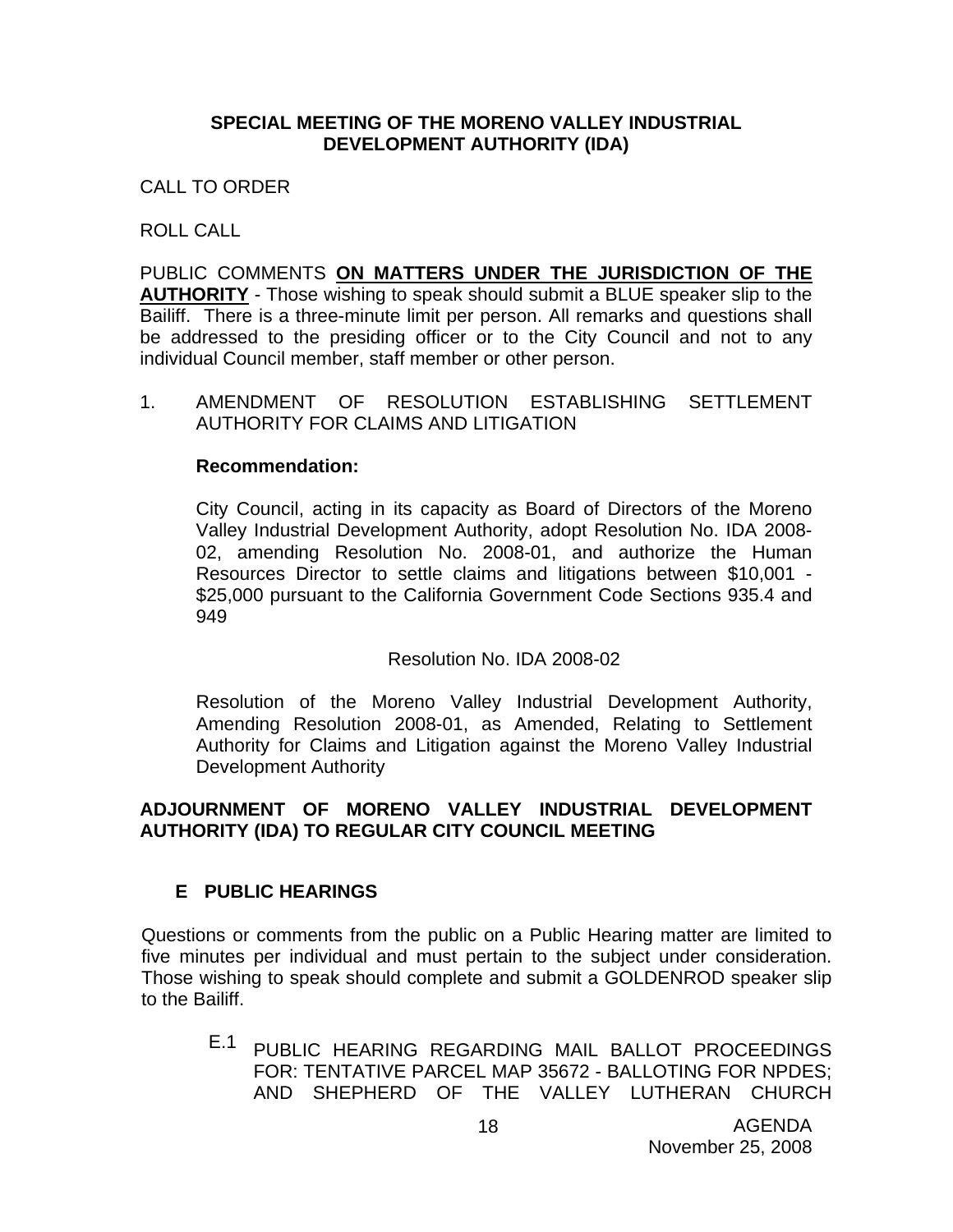**SPECIAL MEETING OF THE MORENO VALLEY INDUSTRIAL DEVELOPMENT AUTHORITY (IDA)**

CALL TO ORDER

ROLL CALL

PUBLIC COMMENTS **ON MATTERS UNDER THE JURISDICTION OF THE AUTHORITY** - Those wishing to speak should submit a BLUE speaker slip to the Bailiff. There is a three-minute limit per person. All remarks and questions shall be addressed to the presiding officer or to the City Council and not to any individual Council member, staff member or other person.

1. AMENDMENT OF RESOLUTION ESTABLISHING SETTLEMENT AUTHORITY FOR CLAIMS AND LITIGATION

   **Recommendation:**

   City Council, acting in its capacity as Board of Directors of the Moreno Valley Industrial Development Authority, adopt Resolution No. IDA 2008-02, amending Resolution No. 2008-01, and authorize the Human Resources Director to settle claims and litigations between $10,001 - $25,000 pursuant to the California Government Code Sections 935.4 and 949

   Resolution No. IDA 2008-02

   Resolution of the Moreno Valley Industrial Development Authority, Amending Resolution 2008-01, as Amended, Relating to Settlement Authority for Claims and Litigation against the Moreno Valley Industrial Development Authority

**ADJOURNMENT OF MORENO VALLEY INDUSTRIAL DEVELOPMENT AUTHORITY (IDA) TO REGULAR CITY COUNCIL MEETING**

## E PUBLIC HEARINGS

Questions or comments from the public on a Public Hearing matter are limited to five minutes per individual and must pertain to the subject under consideration. Those wishing to speak should complete and submit a GOLDENROD speaker slip to the Bailiff.

E.1 PUBLIC HEARING REGARDING MAIL BALLOT PROCEEDINGS FOR: TENTATIVE PARCEL MAP 35672 - BALLOTING FOR NPDES; AND SHEPHERD OF THE VALLEY LUTHERAN CHURCH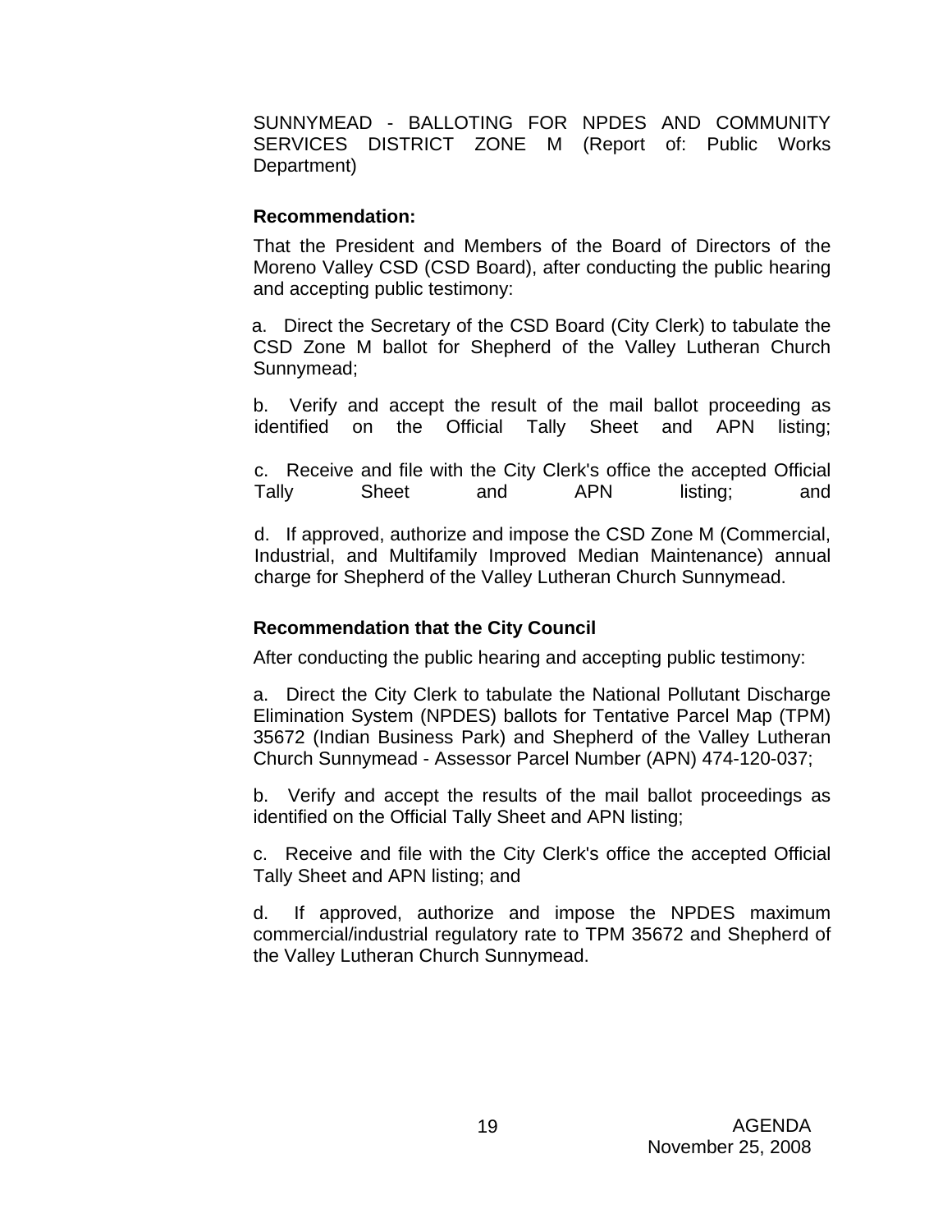SUNNYMEAD - BALLOTING FOR NPDES AND COMMUNITY SERVICES DISTRICT ZONE M (Report of: Public Works Department)

**Recommendation:**

That the President and Members of the Board of Directors of the Moreno Valley CSD (CSD Board), after conducting the public hearing and accepting public testimony:

a. Direct the Secretary of the CSD Board (City Clerk) to tabulate the CSD Zone M ballot for Shepherd of the Valley Lutheran Church Sunnymead;

b. Verify and accept the result of the mail ballot proceeding as identified on the Official Tally Sheet and APN listing;

c. Receive and file with the City Clerk's office the accepted Official Tally Sheet and APN listing; and

d. If approved, authorize and impose the CSD Zone M (Commercial, Industrial, and Multifamily Improved Median Maintenance) annual charge for Shepherd of the Valley Lutheran Church Sunnymead.

**Recommendation that the City Council**

After conducting the public hearing and accepting public testimony:

a. Direct the City Clerk to tabulate the National Pollutant Discharge Elimination System (NPDES) ballots for Tentative Parcel Map (TPM) 35672 (Indian Business Park) and Shepherd of the Valley Lutheran Church Sunnymead - Assessor Parcel Number (APN) 474-120-037;

b. Verify and accept the results of the mail ballot proceedings as identified on the Official Tally Sheet and APN listing;

c. Receive and file with the City Clerk's office the accepted Official Tally Sheet and APN listing; and

d. If approved, authorize and impose the NPDES maximum commercial/industrial regulatory rate to TPM 35672 and Shepherd of the Valley Lutheran Church Sunnymead.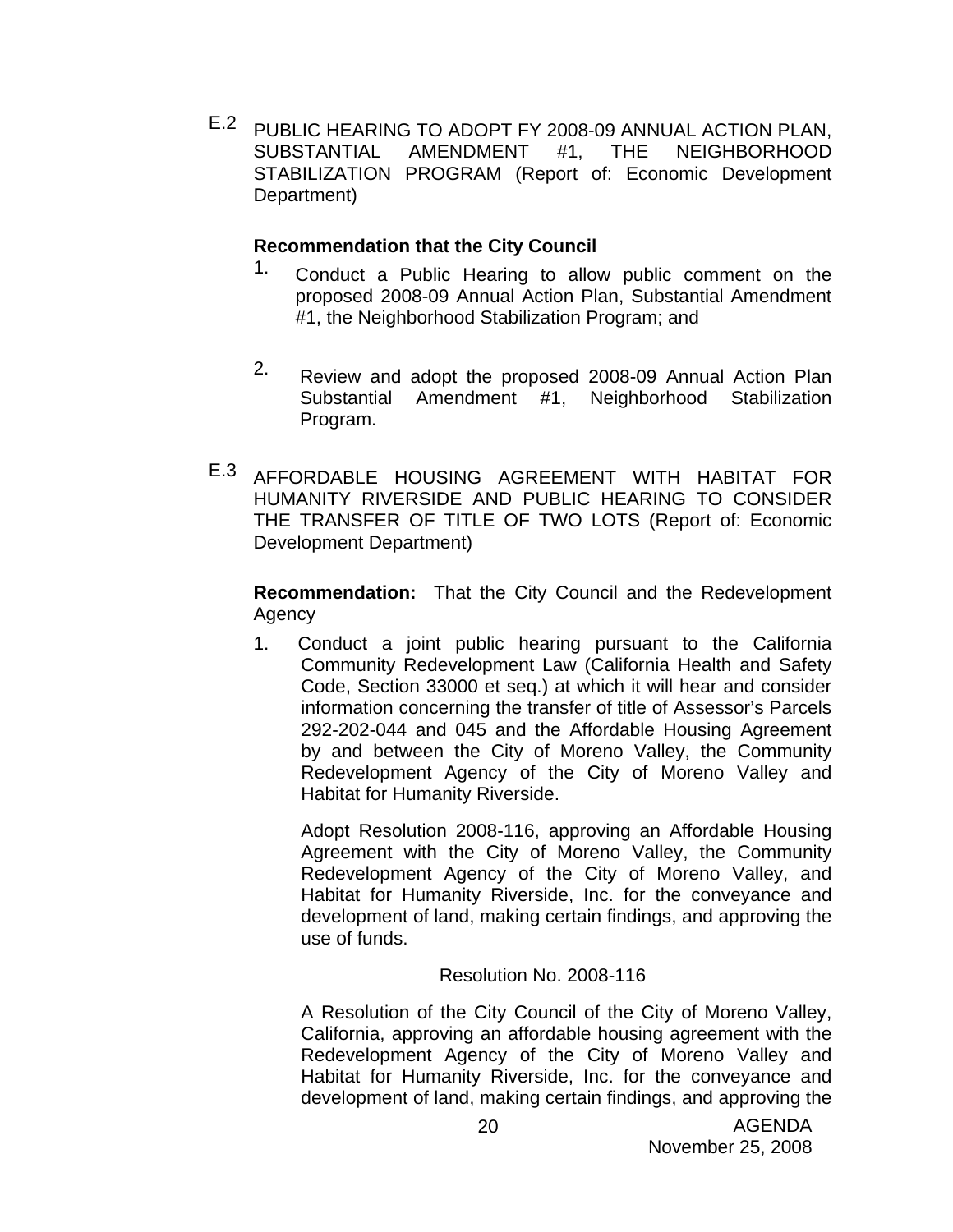E.2 PUBLIC HEARING TO ADOPT FY 2008-09 ANNUAL ACTION PLAN, SUBSTANTIAL AMENDMENT #1, THE NEIGHBORHOOD STABILIZATION PROGRAM (Report of: Economic Development Department)

**Recommendation that the City Council**

1. Conduct a Public Hearing to allow public comment on the proposed 2008-09 Annual Action Plan, Substantial Amendment #1, the Neighborhood Stabilization Program; and

2. Review and adopt the proposed 2008-09 Annual Action Plan Substantial Amendment #1, Neighborhood Stabilization Program.

E.3 AFFORDABLE HOUSING AGREEMENT WITH HABITAT FOR HUMANITY RIVERSIDE AND PUBLIC HEARING TO CONSIDER THE TRANSFER OF TITLE OF TWO LOTS (Report of: Economic Development Department)

**Recommendation:** That the City Council and the Redevelopment Agency

1. Conduct a joint public hearing pursuant to the California Community Redevelopment Law (California Health and Safety Code, Section 33000 et seq.) at which it will hear and consider information concerning the transfer of title of Assessor's Parcels 292-202-044 and 045 and the Affordable Housing Agreement by and between the City of Moreno Valley, the Community Redevelopment Agency of the City of Moreno Valley and Habitat for Humanity Riverside.

   Adopt Resolution 2008-116, approving an Affordable Housing Agreement with the City of Moreno Valley, the Community Redevelopment Agency of the City of Moreno Valley, and Habitat for Humanity Riverside, Inc. for the conveyance and development of land, making certain findings, and approving the use of funds.

   Resolution No. 2008-116

   A Resolution of the City Council of the City of Moreno Valley, California, approving an affordable housing agreement with the Redevelopment Agency of the City of Moreno Valley and Habitat for Humanity Riverside, Inc. for the conveyance and development of land, making certain findings, and approving the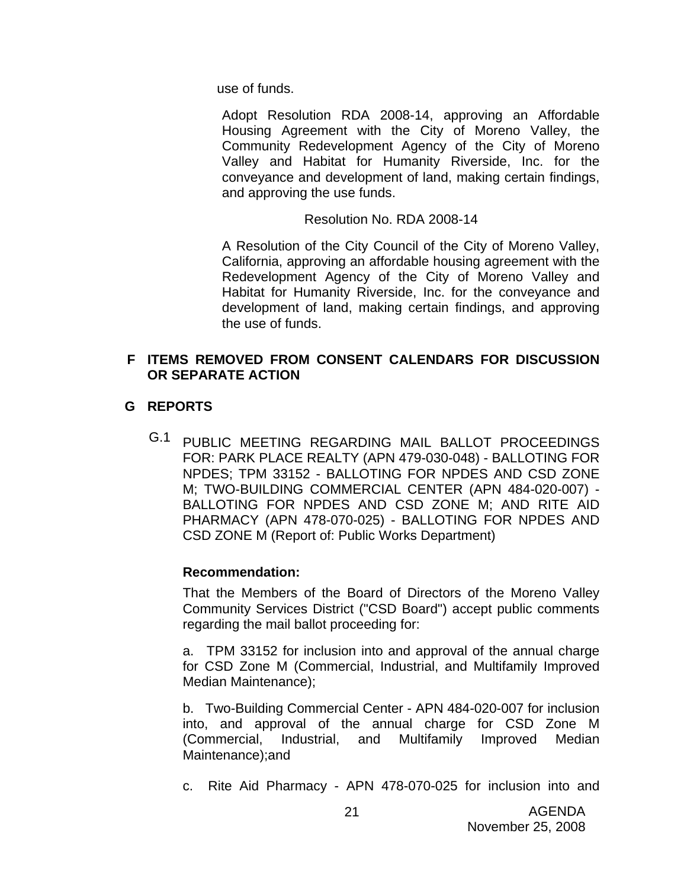use of funds.

Adopt Resolution RDA 2008-14, approving an Affordable Housing Agreement with the City of Moreno Valley, the Community Redevelopment Agency of the City of Moreno Valley and Habitat for Humanity Riverside, Inc. for the conveyance and development of land, making certain findings, and approving the use funds.

Resolution No. RDA 2008-14

A Resolution of the City Council of the City of Moreno Valley, California, approving an affordable housing agreement with the Redevelopment Agency of the City of Moreno Valley and Habitat for Humanity Riverside, Inc. for the conveyance and development of land, making certain findings, and approving the use of funds.

## F ITEMS REMOVED FROM CONSENT CALENDARS FOR DISCUSSION OR SEPARATE ACTION

## G REPORTS

G.1 PUBLIC MEETING REGARDING MAIL BALLOT PROCEEDINGS FOR: PARK PLACE REALTY (APN 479-030-048) - BALLOTING FOR NPDES; TPM 33152 - BALLOTING FOR NPDES AND CSD ZONE M; TWO-BUILDING COMMERCIAL CENTER (APN 484-020-007) - BALLOTING FOR NPDES AND CSD ZONE M; AND RITE AID PHARMACY (APN 478-070-025) - BALLOTING FOR NPDES AND CSD ZONE M (Report of: Public Works Department)

**Recommendation:**

That the Members of the Board of Directors of the Moreno Valley Community Services District ("CSD Board") accept public comments regarding the mail ballot proceeding for:

a. TPM 33152 for inclusion into and approval of the annual charge for CSD Zone M (Commercial, Industrial, and Multifamily Improved Median Maintenance);

b. Two-Building Commercial Center - APN 484-020-007 for inclusion into, and approval of the annual charge for CSD Zone M (Commercial, Industrial, and Multifamily Improved Median Maintenance);and

c. Rite Aid Pharmacy - APN 478-070-025 for inclusion into and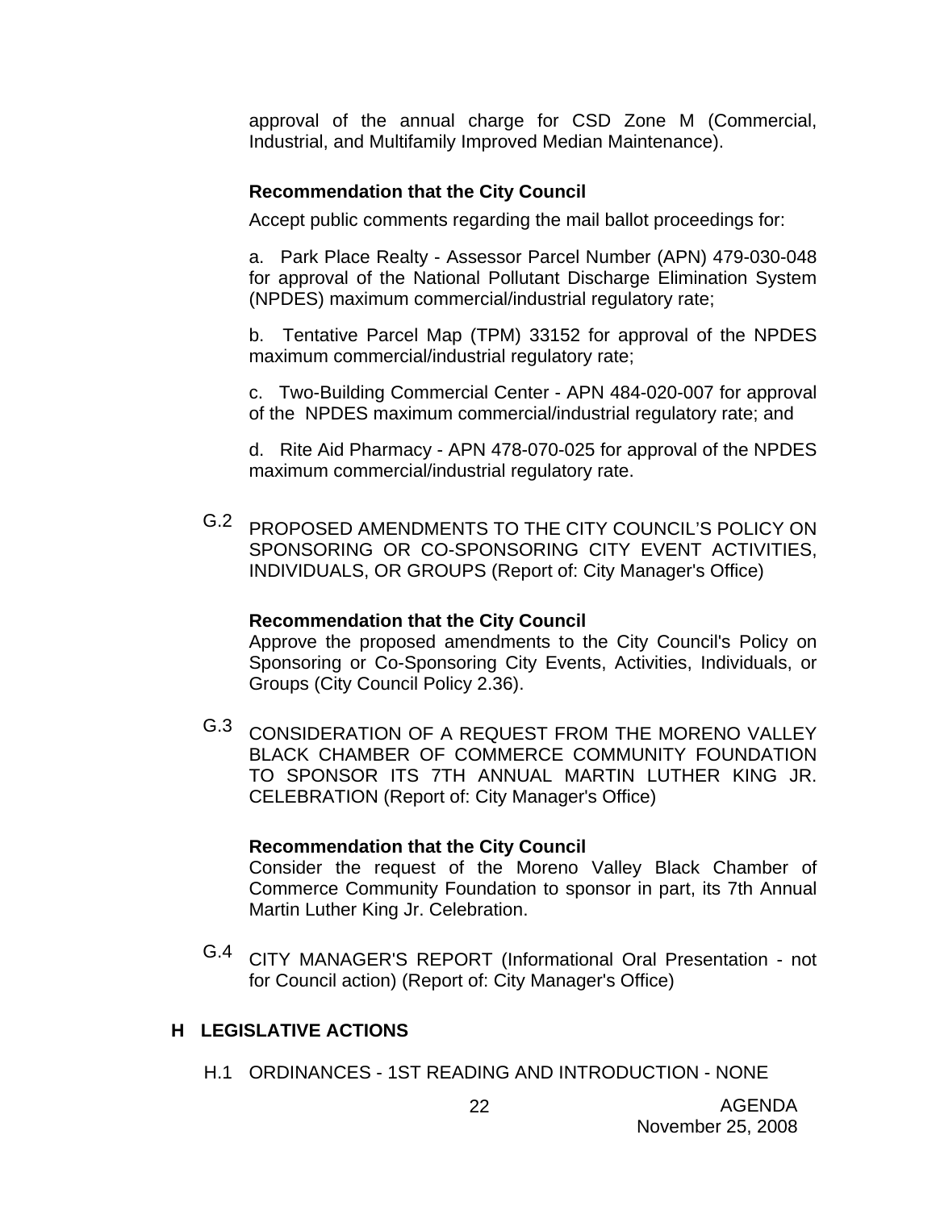approval of the annual charge for CSD Zone M (Commercial, Industrial, and Multifamily Improved Median Maintenance).

**Recommendation that the City Council**

Accept public comments regarding the mail ballot proceedings for:

a. Park Place Realty - Assessor Parcel Number (APN) 479-030-048 for approval of the National Pollutant Discharge Elimination System (NPDES) maximum commercial/industrial regulatory rate;

b. Tentative Parcel Map (TPM) 33152 for approval of the NPDES maximum commercial/industrial regulatory rate;

c. Two-Building Commercial Center - APN 484-020-007 for approval of the NPDES maximum commercial/industrial regulatory rate; and

d. Rite Aid Pharmacy - APN 478-070-025 for approval of the NPDES maximum commercial/industrial regulatory rate.

G.2 PROPOSED AMENDMENTS TO THE CITY COUNCIL'S POLICY ON SPONSORING OR CO-SPONSORING CITY EVENT ACTIVITIES, INDIVIDUALS, OR GROUPS (Report of: City Manager's Office)

**Recommendation that the City Council**

Approve the proposed amendments to the City Council's Policy on Sponsoring or Co-Sponsoring City Events, Activities, Individuals, or Groups (City Council Policy 2.36).

G.3 CONSIDERATION OF A REQUEST FROM THE MORENO VALLEY BLACK CHAMBER OF COMMERCE COMMUNITY FOUNDATION TO SPONSOR ITS 7TH ANNUAL MARTIN LUTHER KING JR. CELEBRATION (Report of: City Manager's Office)

**Recommendation that the City Council**

Consider the request of the Moreno Valley Black Chamber of Commerce Community Foundation to sponsor in part, its 7th Annual Martin Luther King Jr. Celebration.

G.4 CITY MANAGER'S REPORT (Informational Oral Presentation - not for Council action) (Report of: City Manager's Office)

## H LEGISLATIVE ACTIONS

H.1 ORDINANCES - 1ST READING AND INTRODUCTION - NONE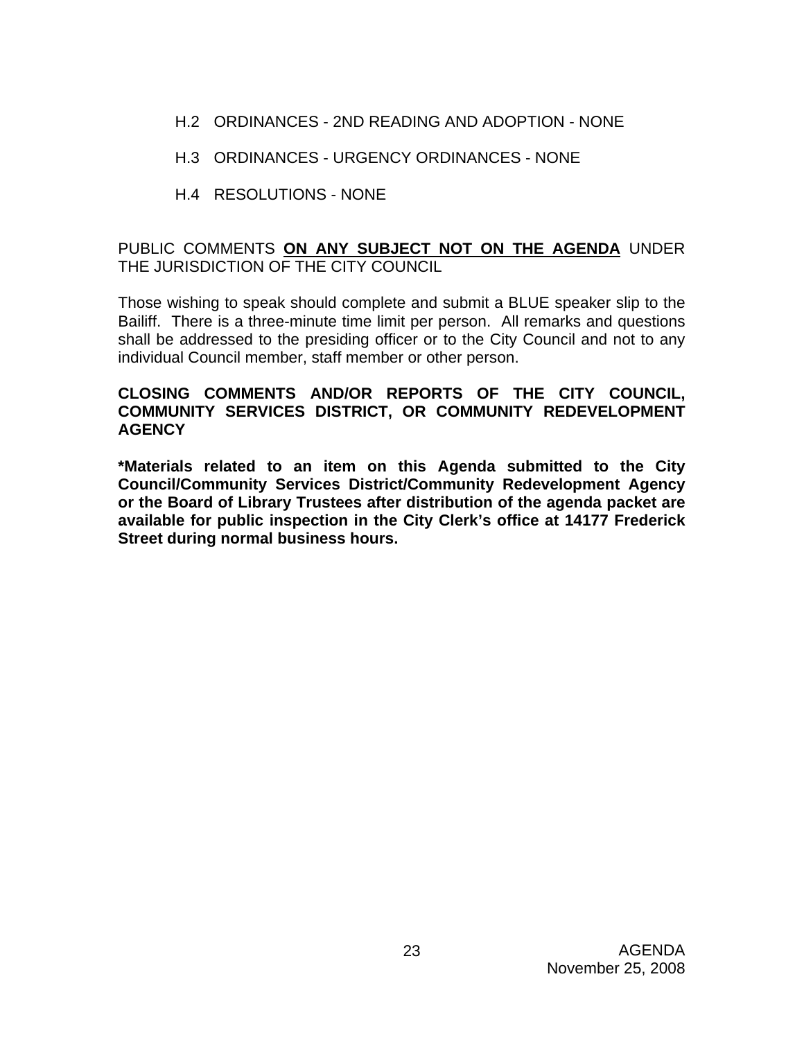H.2 ORDINANCES - 2ND READING AND ADOPTION - NONE

H.3 ORDINANCES - URGENCY ORDINANCES - NONE

H.4 RESOLUTIONS - NONE

PUBLIC COMMENTS **ON ANY SUBJECT NOT ON THE AGENDA** UNDER THE JURISDICTION OF THE CITY COUNCIL

Those wishing to speak should complete and submit a BLUE speaker slip to the Bailiff. There is a three-minute time limit per person. All remarks and questions shall be addressed to the presiding officer or to the City Council and not to any individual Council member, staff member or other person.

**CLOSING COMMENTS AND/OR REPORTS OF THE CITY COUNCIL, COMMUNITY SERVICES DISTRICT, OR COMMUNITY REDEVELOPMENT AGENCY**

***Materials related to an item on this Agenda submitted to the City Council/Community Services District/Community Redevelopment Agency or the Board of Library Trustees after distribution of the agenda packet are available for public inspection in the City Clerk's office at 14177 Frederick Street during normal business hours.**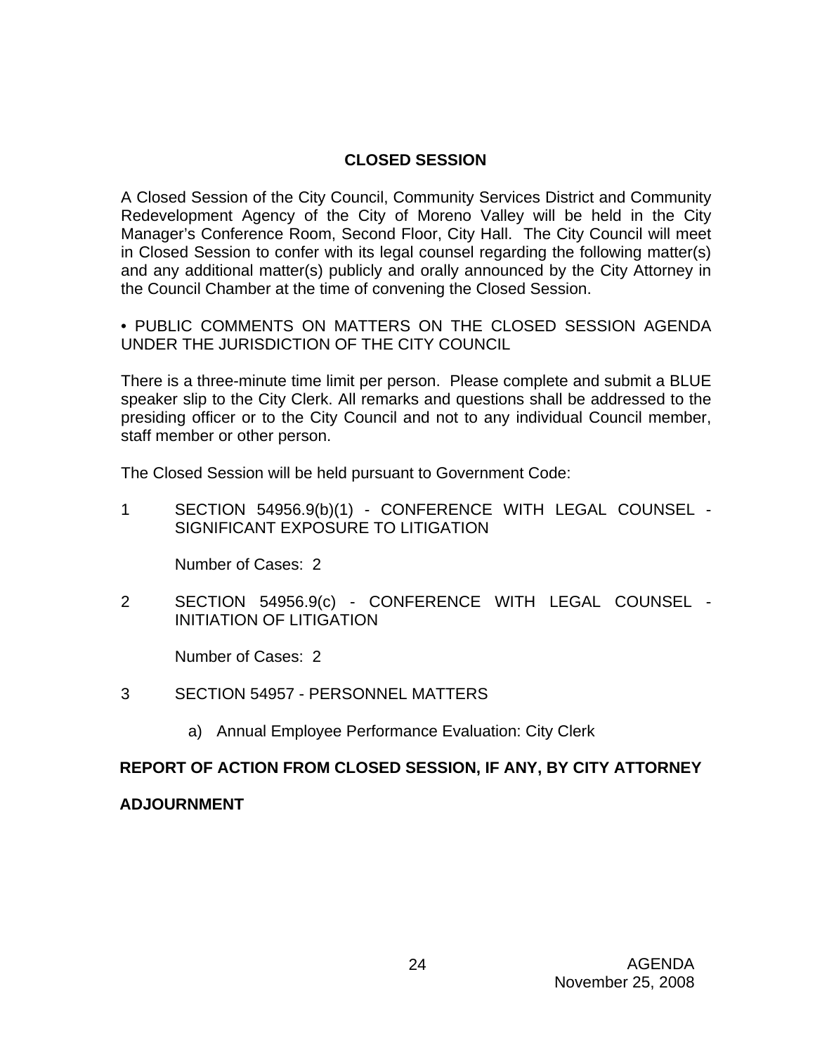## CLOSED SESSION

A Closed Session of the City Council, Community Services District and Community Redevelopment Agency of the City of Moreno Valley will be held in the City Manager's Conference Room, Second Floor, City Hall. The City Council will meet in Closed Session to confer with its legal counsel regarding the following matter(s) and any additional matter(s) publicly and orally announced by the City Attorney in the Council Chamber at the time of convening the Closed Session.

• PUBLIC COMMENTS ON MATTERS ON THE CLOSED SESSION AGENDA UNDER THE JURISDICTION OF THE CITY COUNCIL

There is a three-minute time limit per person. Please complete and submit a BLUE speaker slip to the City Clerk. All remarks and questions shall be addressed to the presiding officer or to the City Council and not to any individual Council member, staff member or other person.

The Closed Session will be held pursuant to Government Code:

1. SECTION 54956.9(b)(1) - CONFERENCE WITH LEGAL COUNSEL - SIGNIFICANT EXPOSURE TO LITIGATION

   Number of Cases: 2

2. SECTION 54956.9(c) - CONFERENCE WITH LEGAL COUNSEL - INITIATION OF LITIGATION

   Number of Cases: 2

3. SECTION 54957 - PERSONNEL MATTERS

   a) Annual Employee Performance Evaluation: City Clerk

**REPORT OF ACTION FROM CLOSED SESSION, IF ANY, BY CITY ATTORNEY**

**ADJOURNMENT**